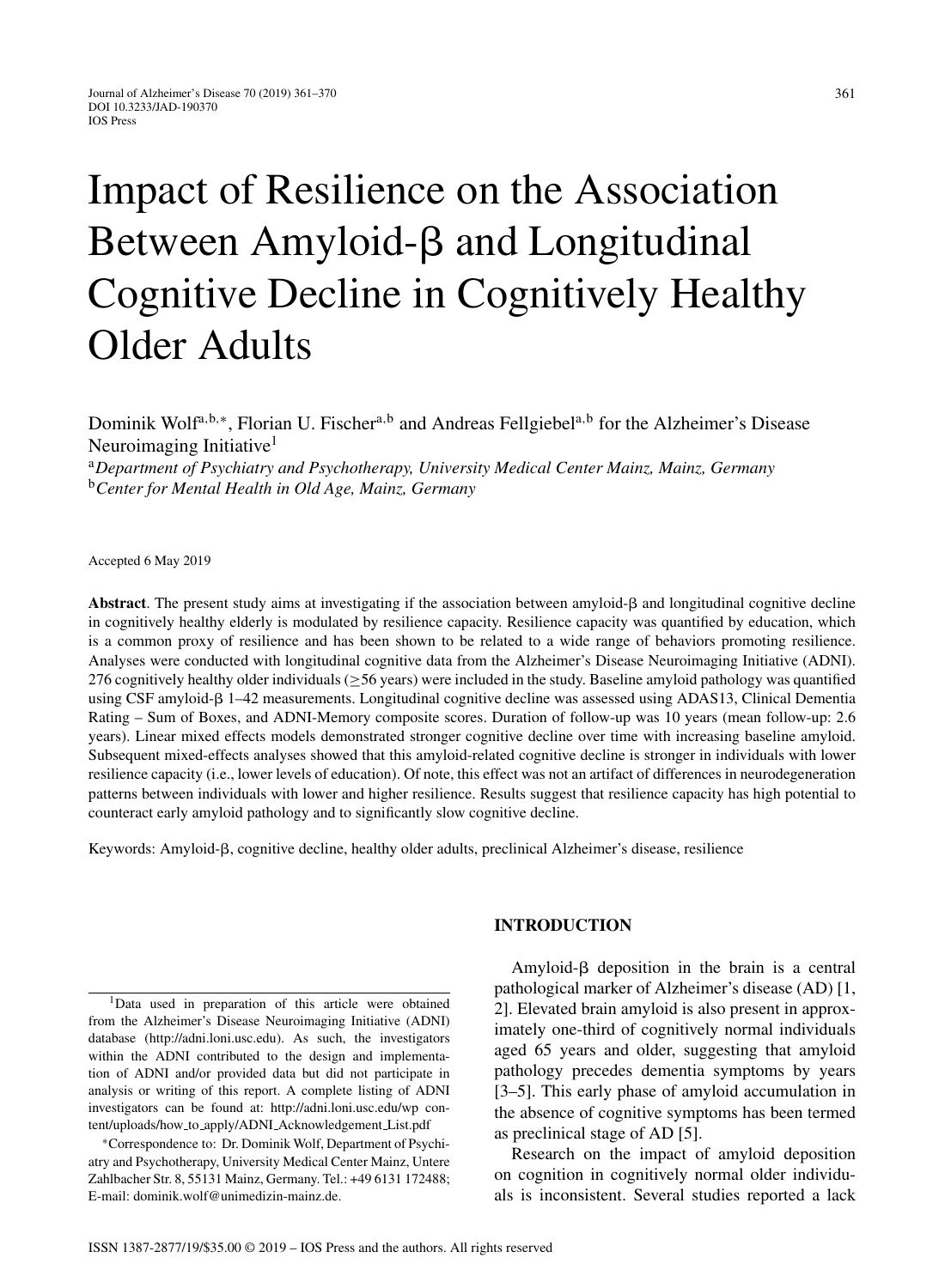# Impact of Resilience on the Association Between Amyloid-β and Longitudinal Cognitive Decline in Cognitively Healthy Older Adults

Dominik Wolf[a,b,*], Florian U. Fischer[a,b] and Andreas Fellgiebel[a,b] for the Alzheimer's Disease Neuroimaging Initiative[1]

[a]*Department of Psychiatry and Psychotherapy, University Medical Center Mainz, Mainz, Germany*
[b]*Center for Mental Health in Old Age, Mainz, Germany*

Accepted 6 May 2019

**Abstract**. The present study aims at investigating if the association between amyloid-β and longitudinal cognitive decline in cognitively healthy elderly is modulated by resilience capacity. Resilience capacity was quantified by education, which is a common proxy of resilience and has been shown to be related to a wide range of behaviors promoting resilience. Analyses were conducted with longitudinal cognitive data from the Alzheimer's Disease Neuroimaging Initiative (ADNI). 276 cognitively healthy older individuals ($\geq$56 years) were included in the study. Baseline amyloid pathology was quantified using CSF amyloid-β 1–42 measurements. Longitudinal cognitive decline was assessed using ADAS13, Clinical Dementia Rating – Sum of Boxes, and ADNI-Memory composite scores. Duration of follow-up was 10 years (mean follow-up: 2.6 years). Linear mixed effects models demonstrated stronger cognitive decline over time with increasing baseline amyloid. Subsequent mixed-effects analyses showed that this amyloid-related cognitive decline is stronger in individuals with lower resilience capacity (i.e., lower levels of education). Of note, this effect was not an artifact of differences in neurodegeneration patterns between individuals with lower and higher resilience. Results suggest that resilience capacity has high potential to counteract early amyloid pathology and to significantly slow cognitive decline.

Keywords: Amyloid-β, cognitive decline, healthy older adults, preclinical Alzheimer's disease, resilience

## INTRODUCTION

Amyloid-β deposition in the brain is a central pathological marker of Alzheimer's disease (AD) [1, 2]. Elevated brain amyloid is also present in approximately one-third of cognitively normal individuals aged 65 years and older, suggesting that amyloid pathology precedes dementia symptoms by years [3–5]. This early phase of amyloid accumulation in the absence of cognitive symptoms has been termed as preclinical stage of AD [5].

Research on the impact of amyloid deposition on cognition in cognitively normal older individuals is inconsistent. Several studies reported a lack

---

[1]Data used in preparation of this article were obtained from the Alzheimer's Disease Neuroimaging Initiative (ADNI) database (http://adni.loni.usc.edu). As such, the investigators within the ADNI contributed to the design and implementation of ADNI and/or provided data but did not participate in analysis or writing of this report. A complete listing of ADNI investigators can be found at: http://adni.loni.usc.edu/wp content/uploads/how_to_apply/ADNI_Acknowledgement_List.pdf

*Correspondence to: Dr. Dominik Wolf, Department of Psychiatry and Psychotherapy, University Medical Center Mainz, Untere Zahlbacher Str. 8, 55131 Mainz, Germany. Tel.: +49 6131 172488; E-mail: dominik.wolf@unimedizin-mainz.de.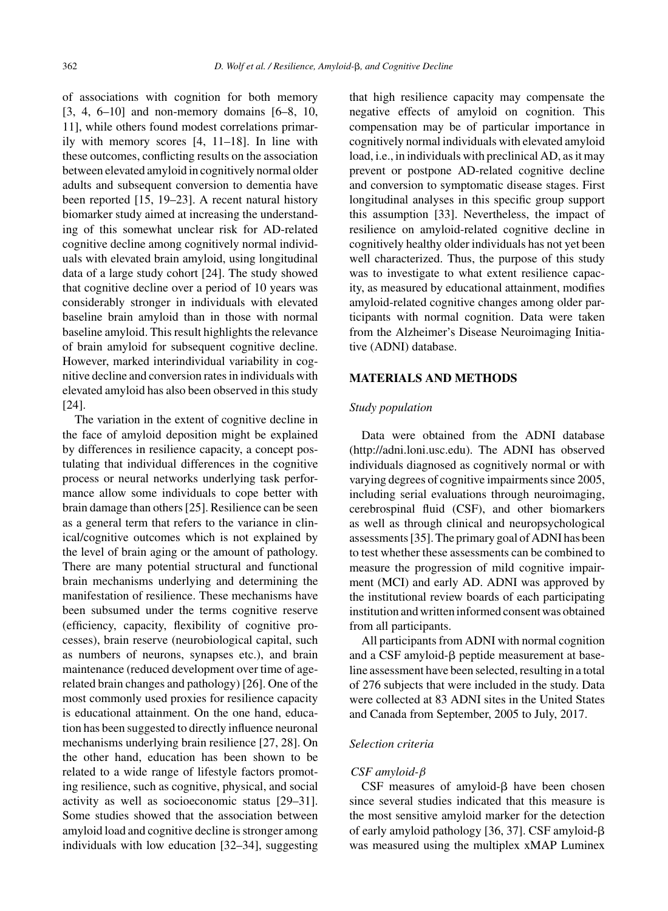of associations with cognition for both memory [3, 4, 6–10] and non-memory domains [6–8, 10, 11], while others found modest correlations primarily with memory scores [4, 11–18]. In line with these outcomes, conflicting results on the association between elevated amyloid in cognitively normal older adults and subsequent conversion to dementia have been reported [15, 19–23]. A recent natural history biomarker study aimed at increasing the understanding of this somewhat unclear risk for AD-related cognitive decline among cognitively normal individuals with elevated brain amyloid, using longitudinal data of a large study cohort [24]. The study showed that cognitive decline over a period of 10 years was considerably stronger in individuals with elevated baseline brain amyloid than in those with normal baseline amyloid. This result highlights the relevance of brain amyloid for subsequent cognitive decline. However, marked interindividual variability in cognitive decline and conversion rates in individuals with elevated amyloid has also been observed in this study [24].

The variation in the extent of cognitive decline in the face of amyloid deposition might be explained by differences in resilience capacity, a concept postulating that individual differences in the cognitive process or neural networks underlying task performance allow some individuals to cope better with brain damage than others [25]. Resilience can be seen as a general term that refers to the variance in clinical/cognitive outcomes which is not explained by the level of brain aging or the amount of pathology. There are many potential structural and functional brain mechanisms underlying and determining the manifestation of resilience. These mechanisms have been subsumed under the terms cognitive reserve (efficiency, capacity, flexibility of cognitive processes), brain reserve (neurobiological capital, such as numbers of neurons, synapses etc.), and brain maintenance (reduced development over time of age-related brain changes and pathology) [26]. One of the most commonly used proxies for resilience capacity is educational attainment. On the one hand, education has been suggested to directly influence neuronal mechanisms underlying brain resilience [27, 28]. On the other hand, education has been shown to be related to a wide range of lifestyle factors promoting resilience, such as cognitive, physical, and social activity as well as socioeconomic status [29–31]. Some studies showed that the association between amyloid load and cognitive decline is stronger among individuals with low education [32–34], suggesting that high resilience capacity may compensate the negative effects of amyloid on cognition. This compensation may be of particular importance in cognitively normal individuals with elevated amyloid load, i.e., in individuals with preclinical AD, as it may prevent or postpone AD-related cognitive decline and conversion to symptomatic disease stages. First longitudinal analyses in this specific group support this assumption [33]. Nevertheless, the impact of resilience on amyloid-related cognitive decline in cognitively healthy older individuals has not yet been well characterized. Thus, the purpose of this study was to investigate to what extent resilience capacity, as measured by educational attainment, modifies amyloid-related cognitive changes among older participants with normal cognition. Data were taken from the Alzheimer's Disease Neuroimaging Initiative (ADNI) database.

## MATERIALS AND METHODS

### *Study population*

Data were obtained from the ADNI database (http://adni.loni.usc.edu). The ADNI has observed individuals diagnosed as cognitively normal or with varying degrees of cognitive impairments since 2005, including serial evaluations through neuroimaging, cerebrospinal fluid (CSF), and other biomarkers as well as through clinical and neuropsychological assessments [35]. The primary goal of ADNI has been to test whether these assessments can be combined to measure the progression of mild cognitive impairment (MCI) and early AD. ADNI was approved by the institutional review boards of each participating institution and written informed consent was obtained from all participants.

All participants from ADNI with normal cognition and a CSF amyloid-β peptide measurement at baseline assessment have been selected, resulting in a total of 276 subjects that were included in the study. Data were collected at 83 ADNI sites in the United States and Canada from September, 2005 to July, 2017.

### *Selection criteria*

#### *CSF amyloid-β*

CSF measures of amyloid-β have been chosen since several studies indicated that this measure is the most sensitive amyloid marker for the detection of early amyloid pathology [36, 37]. CSF amyloid-β was measured using the multiplex xMAP Luminex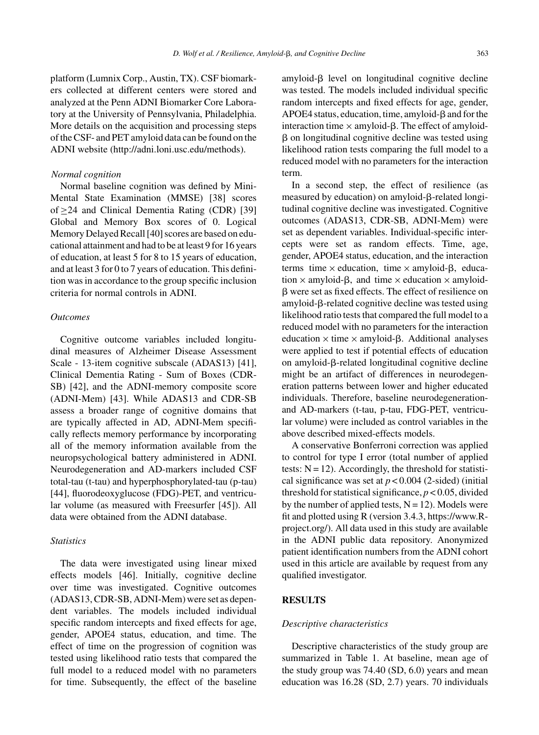platform (Lumnix Corp., Austin, TX). CSF biomarkers collected at different centers were stored and analyzed at the Penn ADNI Biomarker Core Laboratory at the University of Pennsylvania, Philadelphia. More details on the acquisition and processing steps of the CSF- and PET amyloid data can be found on the ADNI website (http://adni.loni.usc.edu/methods).

*Normal cognition*

Normal baseline cognition was defined by Mini-Mental State Examination (MMSE) [38] scores of $\geq$24 and Clinical Dementia Rating (CDR) [39] Global and Memory Box scores of 0. Logical Memory Delayed Recall [40] scores are based on educational attainment and had to be at least 9 for 16 years of education, at least 5 for 8 to 15 years of education, and at least 3 for 0 to 7 years of education. This definition was in accordance to the group specific inclusion criteria for normal controls in ADNI.

*Outcomes*

Cognitive outcome variables included longitudinal measures of Alzheimer Disease Assessment Scale - 13-item cognitive subscale (ADAS13) [41], Clinical Dementia Rating - Sum of Boxes (CDR-SB) [42], and the ADNI-memory composite score (ADNI-Mem) [43]. While ADAS13 and CDR-SB assess a broader range of cognitive domains that are typically affected in AD, ADNI-Mem specifically reflects memory performance by incorporating all of the memory information available from the neuropsychological battery administered in ADNI. Neurodegeneration and AD-markers included CSF total-tau (t-tau) and hyperphosphorylated-tau (p-tau) [44], fluorodeoxyglucose (FDG)-PET, and ventricular volume (as measured with Freesurfer [45]). All data were obtained from the ADNI database.

*Statistics*

The data were investigated using linear mixed effects models [46]. Initially, cognitive decline over time was investigated. Cognitive outcomes (ADAS13, CDR-SB, ADNI-Mem) were set as dependent variables. The models included individual specific random intercepts and fixed effects for age, gender, APOE4 status, education, and time. The effect of time on the progression of cognition was tested using likelihood ratio tests that compared the full model to a reduced model with no parameters for time. Subsequently, the effect of the baseline amyloid-β level on longitudinal cognitive decline was tested. The models included individual specific random intercepts and fixed effects for age, gender, APOE4 status, education, time, amyloid-β and for the interaction time × amyloid-β. The effect of amyloid-β on longitudinal cognitive decline was tested using likelihood ration tests comparing the full model to a reduced model with no parameters for the interaction term.

In a second step, the effect of resilience (as measured by education) on amyloid-β-related longitudinal cognitive decline was investigated. Cognitive outcomes (ADAS13, CDR-SB, ADNI-Mem) were set as dependent variables. Individual-specific intercepts were set as random effects. Time, age, gender, APOE4 status, education, and the interaction terms time × education, time × amyloid-β, education × amyloid-β, and time × education × amyloid-β were set as fixed effects. The effect of resilience on amyloid-β-related cognitive decline was tested using likelihood ratio tests that compared the full model to a reduced model with no parameters for the interaction education × time × amyloid-β. Additional analyses were applied to test if potential effects of education on amyloid-β-related longitudinal cognitive decline might be an artifact of differences in neurodegeneration patterns between lower and higher educated individuals. Therefore, baseline neurodegeneration- and AD-markers (t-tau, p-tau, FDG-PET, ventricular volume) were included as control variables in the above described mixed-effects models.

A conservative Bonferroni correction was applied to control for type I error (total number of applied tests: N = 12). Accordingly, the threshold for statistical significance was set at $p < 0.004$ (2-sided) (initial threshold for statistical significance, $p < 0.05$, divided by the number of applied tests, N = 12). Models were fit and plotted using R (version 3.4.3, https://www.R-project.org/). All data used in this study are available in the ADNI public data repository. Anonymized patient identification numbers from the ADNI cohort used in this article are available by request from any qualified investigator.

## RESULTS

*Descriptive characteristics*

Descriptive characteristics of the study group are summarized in Table 1. At baseline, mean age of the study group was 74.40 (SD, 6.0) years and mean education was 16.28 (SD, 2.7) years. 70 individuals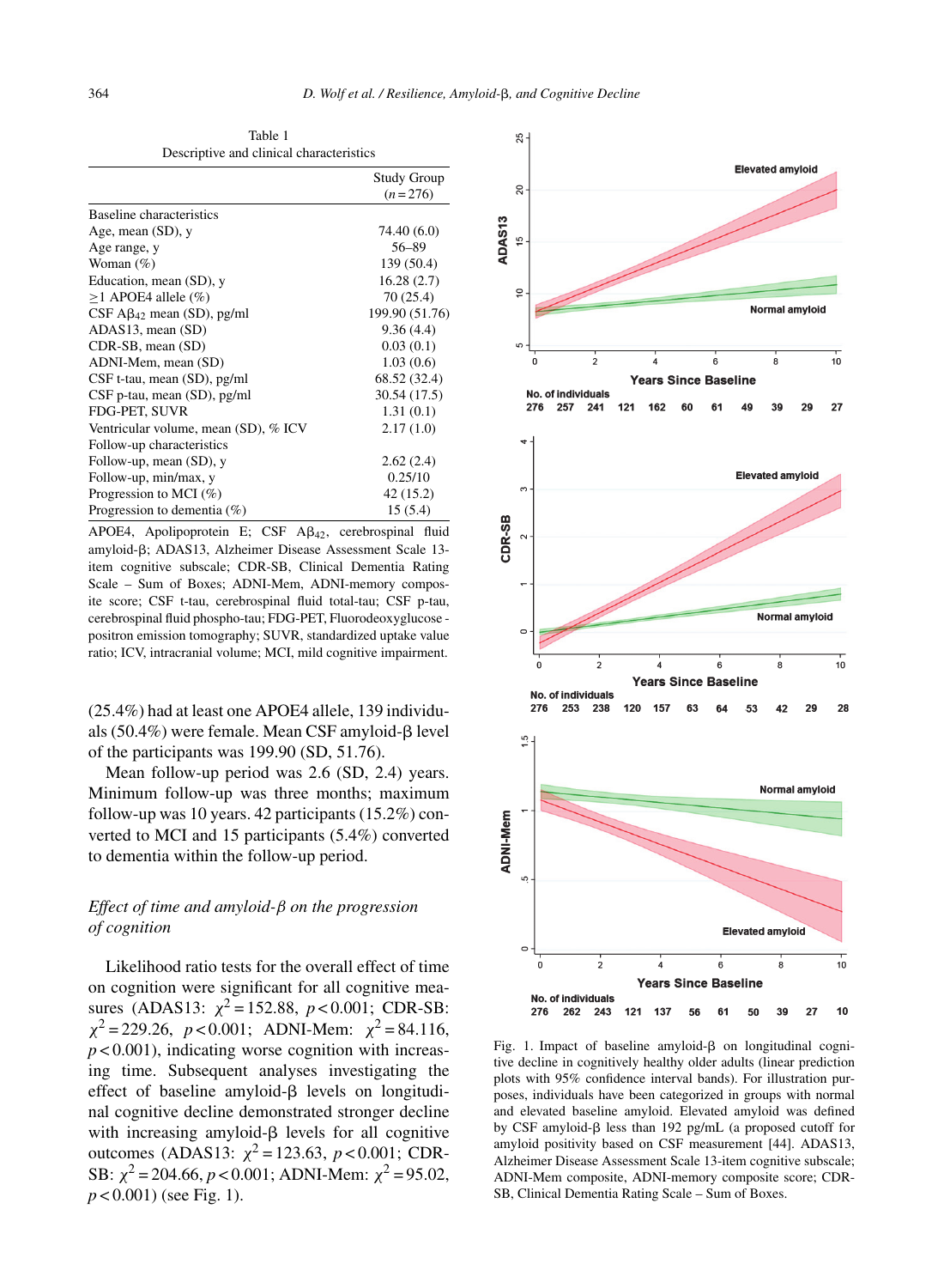Table 1
Descriptive and clinical characteristics

| | Study Group ($n = 276$) |
|---|---|
| Baseline characteristics | |
| Age, mean (SD), y | 74.40 (6.0) |
| Age range, y | 56–89 |
| Woman (%) | 139 (50.4) |
| Education, mean (SD), y | 16.28 (2.7) |
| ≥1 APOE4 allele (%) | 70 (25.4) |
| CSF A$\beta_{42}$ mean (SD), pg/ml | 199.90 (51.76) |
| ADAS13, mean (SD) | 9.36 (4.4) |
| CDR-SB, mean (SD) | 0.03 (0.1) |
| ADNI-Mem, mean (SD) | 1.03 (0.6) |
| CSF t-tau, mean (SD), pg/ml | 68.52 (32.4) |
| CSF p-tau, mean (SD), pg/ml | 30.54 (17.5) |
| FDG-PET, SUVR | 1.31 (0.1) |
| Ventricular volume, mean (SD), % ICV | 2.17 (1.0) |
| Follow-up characteristics | |
| Follow-up, mean (SD), y | 2.62 (2.4) |
| Follow-up, min/max, y | 0.25/10 |
| Progression to MCI (%) | 42 (15.2) |
| Progression to dementia (%) | 15 (5.4) |

APOE4, Apolipoprotein E; CSF A$\beta_{42}$, cerebrospinal fluid amyloid-β; ADAS13, Alzheimer Disease Assessment Scale 13-item cognitive subscale; CDR-SB, Clinical Dementia Rating Scale – Sum of Boxes; ADNI-Mem, ADNI-memory composite score; CSF t-tau, cerebrospinal fluid total-tau; CSF p-tau, cerebrospinal fluid phospho-tau; FDG-PET, Fluorodeoxyglucose - positron emission tomography; SUVR, standardized uptake value ratio; ICV, intracranial volume; MCI, mild cognitive impairment.

(25.4%) had at least one APOE4 allele, 139 individuals (50.4%) were female. Mean CSF amyloid-β level of the participants was 199.90 (SD, 51.76).

Mean follow-up period was 2.6 (SD, 2.4) years. Minimum follow-up was three months; maximum follow-up was 10 years. 42 participants (15.2%) converted to MCI and 15 participants (5.4%) converted to dementia within the follow-up period.

### *Effect of time and amyloid-β on the progression of cognition*

Likelihood ratio tests for the overall effect of time on cognition were significant for all cognitive measures (ADAS13: $\chi^2 = 152.88$, $p < 0.001$; CDR-SB: $\chi^2 = 229.26$, $p < 0.001$; ADNI-Mem: $\chi^2 = 84.116$, $p < 0.001$), indicating worse cognition with increasing time. Subsequent analyses investigating the effect of baseline amyloid-β levels on longitudinal cognitive decline demonstrated stronger decline with increasing amyloid-β levels for all cognitive outcomes (ADAS13: $\chi^2 = 123.63$, $p < 0.001$; CDR-SB: $\chi^2 = 204.66$, $p < 0.001$; ADNI-Mem: $\chi^2 = 95.02$, $p < 0.001$) (see Fig. 1).

Fig. 1. Impact of baseline amyloid-β on longitudinal cognitive decline in cognitively healthy older adults (linear prediction plots with 95% confidence interval bands). For illustration purposes, individuals have been categorized in groups with normal and elevated baseline amyloid. Elevated amyloid was defined by CSF amyloid-β less than 192 pg/mL (a proposed cutoff for amyloid positivity based on CSF measurement [44]. ADAS13, Alzheimer Disease Assessment Scale 13-item cognitive subscale; ADNI-Mem composite, ADNI-memory composite score; CDR-SB, Clinical Dementia Rating Scale – Sum of Boxes.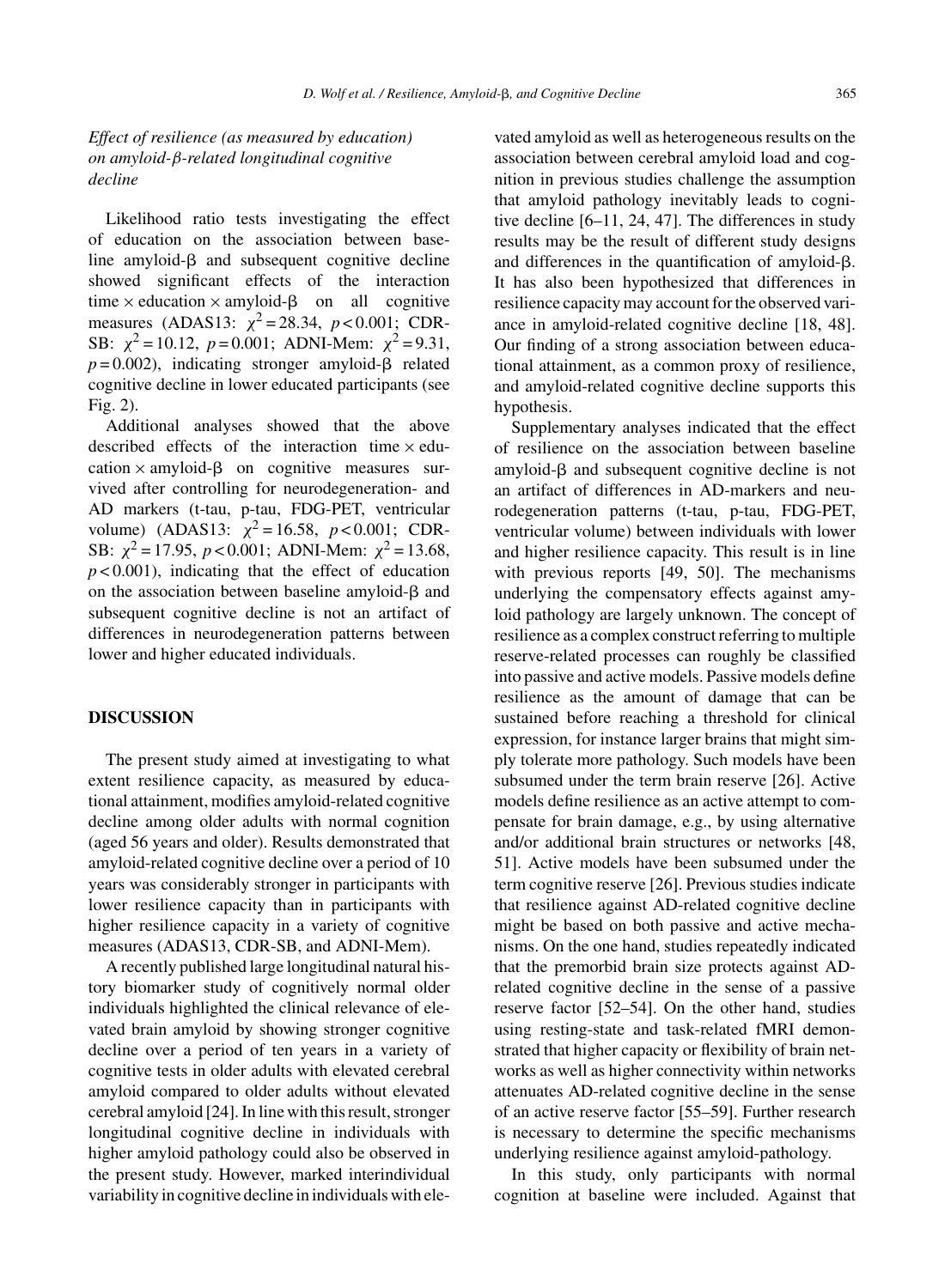### *Effect of resilience (as measured by education) on amyloid-β-related longitudinal cognitive decline*

Likelihood ratio tests investigating the effect of education on the association between baseline amyloid-β and subsequent cognitive decline showed significant effects of the interaction time × education × amyloid-β on all cognitive measures (ADAS13: $\chi^2 = 28.34$, $p < 0.001$; CDR-SB: $\chi^2 = 10.12$, $p = 0.001$; ADNI-Mem: $\chi^2 = 9.31$, $p = 0.002$), indicating stronger amyloid-β related cognitive decline in lower educated participants (see Fig. 2).

Additional analyses showed that the above described effects of the interaction time × education × amyloid-β on cognitive measures survived after controlling for neurodegeneration- and AD markers (t-tau, p-tau, FDG-PET, ventricular volume) (ADAS13: $\chi^2 = 16.58$, $p < 0.001$; CDR-SB: $\chi^2 = 17.95$, $p < 0.001$; ADNI-Mem: $\chi^2 = 13.68$, $p < 0.001$), indicating that the effect of education on the association between baseline amyloid-β and subsequent cognitive decline is not an artifact of differences in neurodegeneration patterns between lower and higher educated individuals.

## DISCUSSION

The present study aimed at investigating to what extent resilience capacity, as measured by educational attainment, modifies amyloid-related cognitive decline among older adults with normal cognition (aged 56 years and older). Results demonstrated that amyloid-related cognitive decline over a period of 10 years was considerably stronger in participants with lower resilience capacity than in participants with higher resilience capacity in a variety of cognitive measures (ADAS13, CDR-SB, and ADNI-Mem).

A recently published large longitudinal natural history biomarker study of cognitively normal older individuals highlighted the clinical relevance of elevated brain amyloid by showing stronger cognitive decline over a period of ten years in a variety of cognitive tests in older adults with elevated cerebral amyloid compared to older adults without elevated cerebral amyloid [24]. In line with this result, stronger longitudinal cognitive decline in individuals with higher amyloid pathology could also be observed in the present study. However, marked interindividual variability in cognitive decline in individuals with elevated amyloid as well as heterogeneous results on the association between cerebral amyloid load and cognition in previous studies challenge the assumption that amyloid pathology inevitably leads to cognitive decline [6–11, 24, 47]. The differences in study results may be the result of different study designs and differences in the quantification of amyloid-β. It has also been hypothesized that differences in resilience capacity may account for the observed variance in amyloid-related cognitive decline [18, 48]. Our finding of a strong association between educational attainment, as a common proxy of resilience, and amyloid-related cognitive decline supports this hypothesis.

Supplementary analyses indicated that the effect of resilience on the association between baseline amyloid-β and subsequent cognitive decline is not an artifact of differences in AD-markers and neurodegeneration patterns (t-tau, p-tau, FDG-PET, ventricular volume) between individuals with lower and higher resilience capacity. This result is in line with previous reports [49, 50]. The mechanisms underlying the compensatory effects against amyloid pathology are largely unknown. The concept of resilience as a complex construct referring to multiple reserve-related processes can roughly be classified into passive and active models. Passive models define resilience as the amount of damage that can be sustained before reaching a threshold for clinical expression, for instance larger brains that might simply tolerate more pathology. Such models have been subsumed under the term brain reserve [26]. Active models define resilience as an active attempt to compensate for brain damage, e.g., by using alternative and/or additional brain structures or networks [48, 51]. Active models have been subsumed under the term cognitive reserve [26]. Previous studies indicate that resilience against AD-related cognitive decline might be based on both passive and active mechanisms. On the one hand, studies repeatedly indicated that the premorbid brain size protects against AD-related cognitive decline in the sense of a passive reserve factor [52–54]. On the other hand, studies using resting-state and task-related fMRI demonstrated that higher capacity or flexibility of brain networks as well as higher connectivity within networks attenuates AD-related cognitive decline in the sense of an active reserve factor [55–59]. Further research is necessary to determine the specific mechanisms underlying resilience against amyloid-pathology.

In this study, only participants with normal cognition at baseline were included. Against that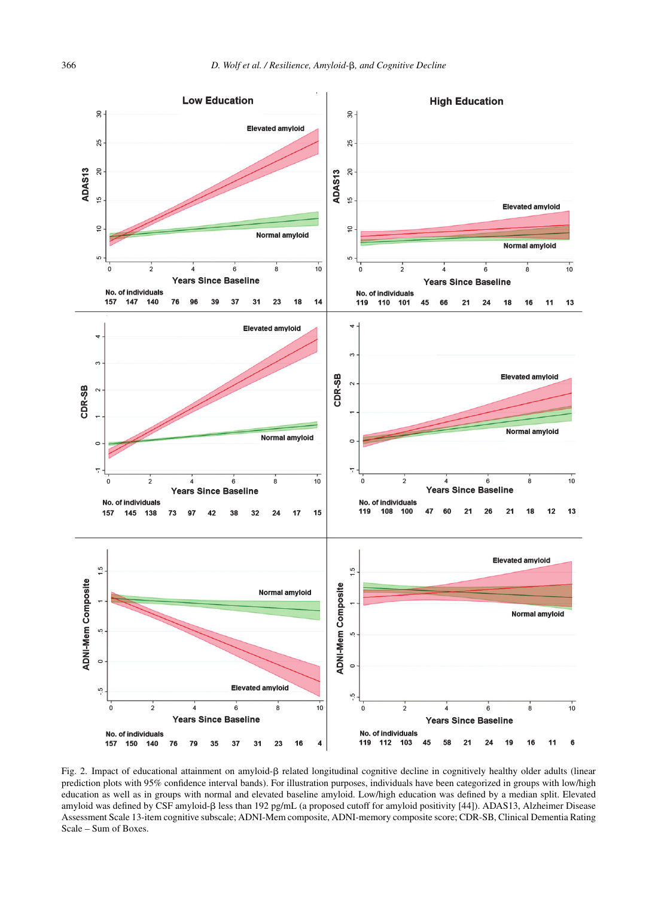Fig. 2. Impact of educational attainment on amyloid-β related longitudinal cognitive decline in cognitively healthy older adults (linear prediction plots with 95% confidence interval bands). For illustration purposes, individuals have been categorized in groups with low/high education as well as in groups with normal and elevated baseline amyloid. Low/high education was defined by a median split. Elevated amyloid was defined by CSF amyloid-β less than 192 pg/mL (a proposed cutoff for amyloid positivity [44]). ADAS13, Alzheimer Disease Assessment Scale 13-item cognitive subscale; ADNI-Mem composite, ADNI-memory composite score; CDR-SB, Clinical Dementia Rating Scale – Sum of Boxes.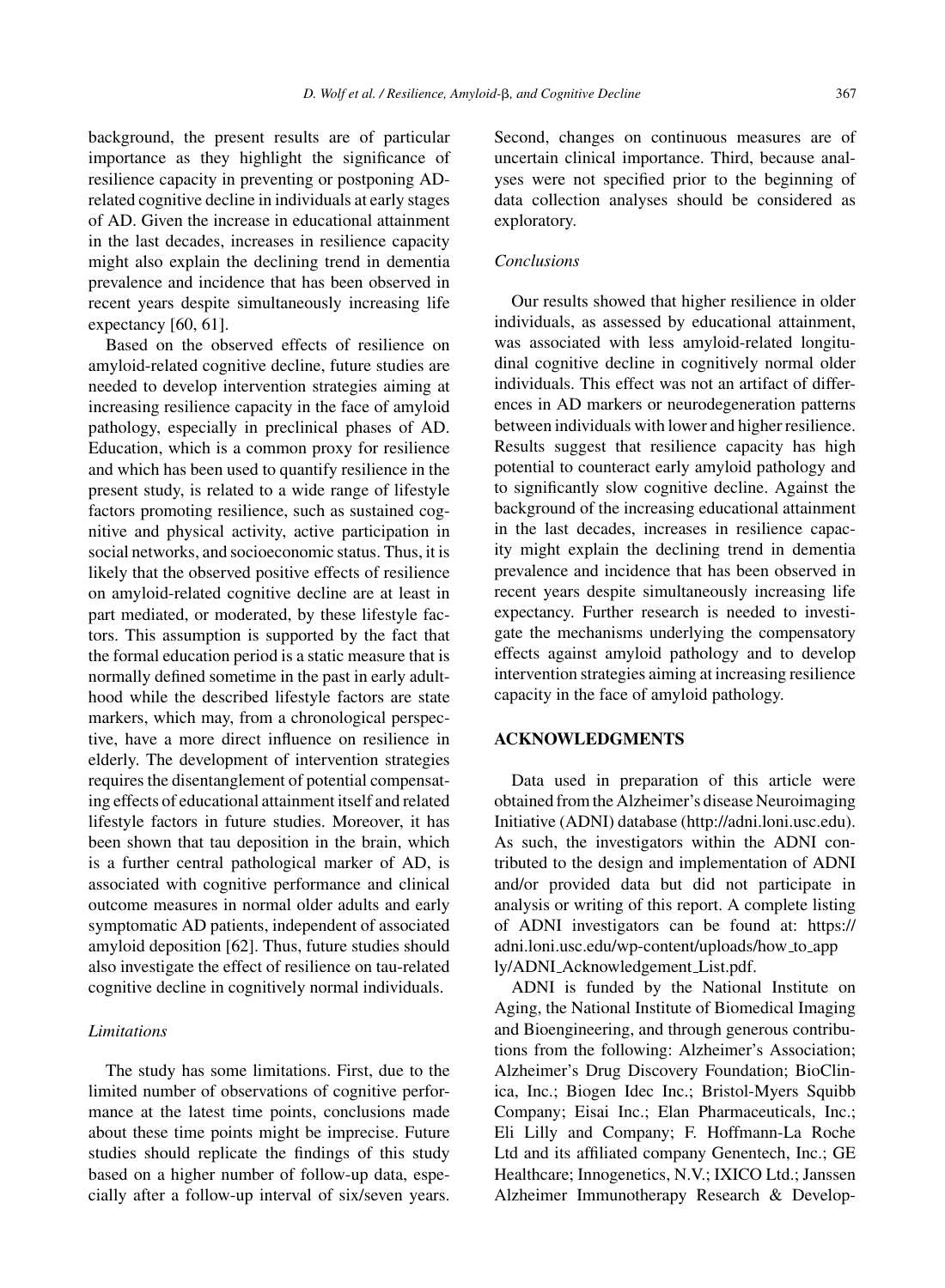background, the present results are of particular importance as they highlight the significance of resilience capacity in preventing or postponing AD-related cognitive decline in individuals at early stages of AD. Given the increase in educational attainment in the last decades, increases in resilience capacity might also explain the declining trend in dementia prevalence and incidence that has been observed in recent years despite simultaneously increasing life expectancy [60, 61].

Based on the observed effects of resilience on amyloid-related cognitive decline, future studies are needed to develop intervention strategies aiming at increasing resilience capacity in the face of amyloid pathology, especially in preclinical phases of AD. Education, which is a common proxy for resilience and which has been used to quantify resilience in the present study, is related to a wide range of lifestyle factors promoting resilience, such as sustained cognitive and physical activity, active participation in social networks, and socioeconomic status. Thus, it is likely that the observed positive effects of resilience on amyloid-related cognitive decline are at least in part mediated, or moderated, by these lifestyle factors. This assumption is supported by the fact that the formal education period is a static measure that is normally defined sometime in the past in early adulthood while the described lifestyle factors are state markers, which may, from a chronological perspective, have a more direct influence on resilience in elderly. The development of intervention strategies requires the disentanglement of potential compensating effects of educational attainment itself and related lifestyle factors in future studies. Moreover, it has been shown that tau deposition in the brain, which is a further central pathological marker of AD, is associated with cognitive performance and clinical outcome measures in normal older adults and early symptomatic AD patients, independent of associated amyloid deposition [62]. Thus, future studies should also investigate the effect of resilience on tau-related cognitive decline in cognitively normal individuals.

### *Limitations*

The study has some limitations. First, due to the limited number of observations of cognitive performance at the latest time points, conclusions made about these time points might be imprecise. Future studies should replicate the findings of this study based on a higher number of follow-up data, especially after a follow-up interval of six/seven years. Second, changes on continuous measures are of uncertain clinical importance. Third, because analyses were not specified prior to the beginning of data collection analyses should be considered as exploratory.

### *Conclusions*

Our results showed that higher resilience in older individuals, as assessed by educational attainment, was associated with less amyloid-related longitudinal cognitive decline in cognitively normal older individuals. This effect was not an artifact of differences in AD markers or neurodegeneration patterns between individuals with lower and higher resilience. Results suggest that resilience capacity has high potential to counteract early amyloid pathology and to significantly slow cognitive decline. Against the background of the increasing educational attainment in the last decades, increases in resilience capacity might explain the declining trend in dementia prevalence and incidence that has been observed in recent years despite simultaneously increasing life expectancy. Further research is needed to investigate the mechanisms underlying the compensatory effects against amyloid pathology and to develop intervention strategies aiming at increasing resilience capacity in the face of amyloid pathology.

## ACKNOWLEDGMENTS

Data used in preparation of this article were obtained from the Alzheimer's disease Neuroimaging Initiative (ADNI) database (http://adni.loni.usc.edu). As such, the investigators within the ADNI contributed to the design and implementation of ADNI and/or provided data but did not participate in analysis or writing of this report. A complete listing of ADNI investigators can be found at: https://adni.loni.usc.edu/wp-content/uploads/how_to_apply/ADNI_Acknowledgement_List.pdf.

ADNI is funded by the National Institute on Aging, the National Institute of Biomedical Imaging and Bioengineering, and through generous contributions from the following: Alzheimer's Association; Alzheimer's Drug Discovery Foundation; BioClinica, Inc.; Biogen Idec Inc.; Bristol-Myers Squibb Company; Eisai Inc.; Elan Pharmaceuticals, Inc.; Eli Lilly and Company; F. Hoffmann-La Roche Ltd and its affiliated company Genentech, Inc.; GE Healthcare; Innogenetics, N.V.; IXICO Ltd.; Janssen Alzheimer Immunotherapy Research & Develop-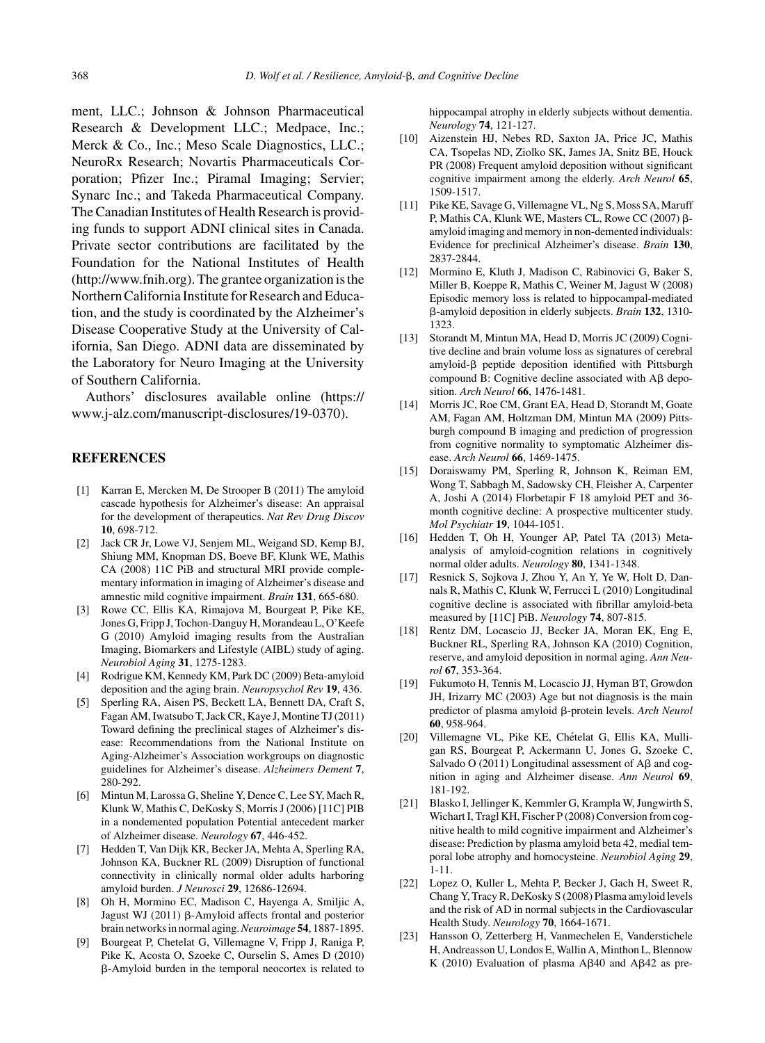ment, LLC.; Johnson & Johnson Pharmaceutical Research & Development LLC.; Medpace, Inc.; Merck & Co., Inc.; Meso Scale Diagnostics, LLC.; NeuroRx Research; Novartis Pharmaceuticals Corporation; Pfizer Inc.; Piramal Imaging; Servier; Synarc Inc.; and Takeda Pharmaceutical Company. The Canadian Institutes of Health Research is providing funds to support ADNI clinical sites in Canada. Private sector contributions are facilitated by the Foundation for the National Institutes of Health (http://www.fnih.org). The grantee organization is the Northern California Institute for Research and Education, and the study is coordinated by the Alzheimer's Disease Cooperative Study at the University of California, San Diego. ADNI data are disseminated by the Laboratory for Neuro Imaging at the University of Southern California.

Authors' disclosures available online (https://www.j-alz.com/manuscript-disclosures/19-0370).

## REFERENCES

[1] Karran E, Mercken M, De Strooper B (2011) The amyloid cascade hypothesis for Alzheimer's disease: An appraisal for the development of therapeutics. *Nat Rev Drug Discov* **10**, 698-712.

[2] Jack CR Jr, Lowe VJ, Senjem ML, Weigand SD, Kemp BJ, Shiung MM, Knopman DS, Boeve BF, Klunk WE, Mathis CA (2008) 11C PiB and structural MRI provide complementary information in imaging of Alzheimer's disease and amnestic mild cognitive impairment. *Brain* **131**, 665-680.

[3] Rowe CC, Ellis KA, Rimajova M, Bourgeat P, Pike KE, Jones G, Fripp J, Tochon-Danguy H, Morandeau L, O'Keefe G (2010) Amyloid imaging results from the Australian Imaging, Biomarkers and Lifestyle (AIBL) study of aging. *Neurobiol Aging* **31**, 1275-1283.

[4] Rodrigue KM, Kennedy KM, Park DC (2009) Beta-amyloid deposition and the aging brain. *Neuropsychol Rev* **19**, 436.

[5] Sperling RA, Aisen PS, Beckett LA, Bennett DA, Craft S, Fagan AM, Iwatsubo T, Jack CR, Kaye J, Montine TJ (2011) Toward defining the preclinical stages of Alzheimer's disease: Recommendations from the National Institute on Aging-Alzheimer's Association workgroups on diagnostic guidelines for Alzheimer's disease. *Alzheimers Dement* **7**, 280-292.

[6] Mintun M, Larossa G, Sheline Y, Dence C, Lee SY, Mach R, Klunk W, Mathis C, DeKosky S, Morris J (2006) [11C] PIB in a nondemented population Potential antecedent marker of Alzheimer disease. *Neurology* **67**, 446-452.

[7] Hedden T, Van Dijk KR, Becker JA, Mehta A, Sperling RA, Johnson KA, Buckner RL (2009) Disruption of functional connectivity in clinically normal older adults harboring amyloid burden. *J Neurosci* **29**, 12686-12694.

[8] Oh H, Mormino EC, Madison C, Hayenga A, Smiljic A, Jagust WJ (2011) β-Amyloid affects frontal and posterior brain networks in normal aging. *Neuroimage* **54**, 1887-1895.

[9] Bourgeat P, Chetelat G, Villemagne V, Fripp J, Raniga P, Pike K, Acosta O, Szoeke C, Ourselin S, Ames D (2010) β-Amyloid burden in the temporal neocortex is related to hippocampal atrophy in elderly subjects without dementia. *Neurology* **74**, 121-127.

[10] Aizenstein HJ, Nebes RD, Saxton JA, Price JC, Mathis CA, Tsopelas ND, Ziolko SK, James JA, Snitz BE, Houck PR (2008) Frequent amyloid deposition without significant cognitive impairment among the elderly. *Arch Neurol* **65**, 1509-1517.

[11] Pike KE, Savage G, Villemagne VL, Ng S, Moss SA, Maruff P, Mathis CA, Klunk WE, Masters CL, Rowe CC (2007) β-amyloid imaging and memory in non-demented individuals: Evidence for preclinical Alzheimer's disease. *Brain* **130**, 2837-2844.

[12] Mormino E, Kluth J, Madison C, Rabinovici G, Baker S, Miller B, Koeppe R, Mathis C, Weiner M, Jagust W (2008) Episodic memory loss is related to hippocampal-mediated β-amyloid deposition in elderly subjects. *Brain* **132**, 1310-1323.

[13] Storandt M, Mintun MA, Head D, Morris JC (2009) Cognitive decline and brain volume loss as signatures of cerebral amyloid-β peptide deposition identified with Pittsburgh compound B: Cognitive decline associated with Aβ deposition. *Arch Neurol* **66**, 1476-1481.

[14] Morris JC, Roe CM, Grant EA, Head D, Storandt M, Goate AM, Fagan AM, Holtzman DM, Mintun MA (2009) Pittsburgh compound B imaging and prediction of progression from cognitive normality to symptomatic Alzheimer disease. *Arch Neurol* **66**, 1469-1475.

[15] Doraiswamy PM, Sperling R, Johnson K, Reiman EM, Wong T, Sabbagh M, Sadowsky CH, Fleisher A, Carpenter A, Joshi A (2014) Florbetapir F 18 amyloid PET and 36-month cognitive decline: A prospective multicenter study. *Mol Psychiatr* **19**, 1044-1051.

[16] Hedden T, Oh H, Younger AP, Patel TA (2013) Meta-analysis of amyloid-cognition relations in cognitively normal older adults. *Neurology* **80**, 1341-1348.

[17] Resnick S, Sojkova J, Zhou Y, An Y, Ye W, Holt D, Dannals R, Mathis C, Klunk W, Ferrucci L (2010) Longitudinal cognitive decline is associated with fibrillar amyloid-beta measured by [11C] PiB. *Neurology* **74**, 807-815.

[18] Rentz DM, Locascio JJ, Becker JA, Moran EK, Eng E, Buckner RL, Sperling RA, Johnson KA (2010) Cognition, reserve, and amyloid deposition in normal aging. *Ann Neurol* **67**, 353-364.

[19] Fukumoto H, Tennis M, Locascio JJ, Hyman BT, Growdon JH, Irizarry MC (2003) Age but not diagnosis is the main predictor of plasma amyloid β-protein levels. *Arch Neurol* **60**, 958-964.

[20] Villemagne VL, Pike KE, Chételat G, Ellis KA, Mulligan RS, Bourgeat P, Ackermann U, Jones G, Szoeke C, Salvado O (2011) Longitudinal assessment of Aβ and cognition in aging and Alzheimer disease. *Ann Neurol* **69**, 181-192.

[21] Blasko I, Jellinger K, Kemmler G, Krampla W, Jungwirth S, Wichart I, Tragl KH, Fischer P (2008) Conversion from cognitive health to mild cognitive impairment and Alzheimer's disease: Prediction by plasma amyloid beta 42, medial temporal lobe atrophy and homocysteine. *Neurobiol Aging* **29**, 1-11.

[22] Lopez O, Kuller L, Mehta P, Becker J, Gach H, Sweet R, Chang Y, Tracy R, DeKosky S (2008) Plasma amyloid levels and the risk of AD in normal subjects in the Cardiovascular Health Study. *Neurology* **70**, 1664-1671.

[23] Hansson O, Zetterberg H, Vanmechelen E, Vanderstichele H, Andreasson U, Londos E, Wallin A, Minthon L, Blennow K (2010) Evaluation of plasma Aβ40 and Aβ42 as pre-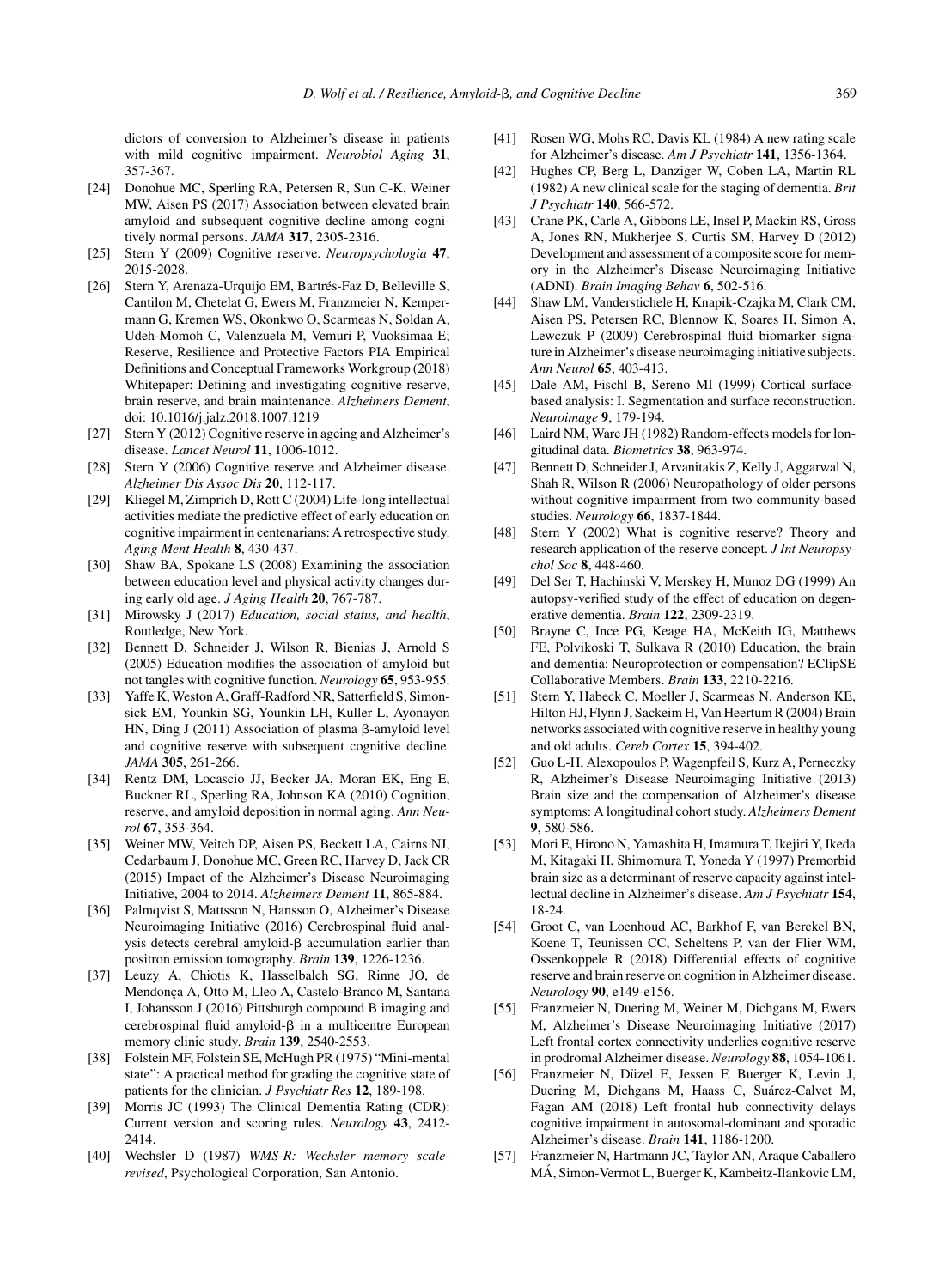dictors of conversion to Alzheimer's disease in patients with mild cognitive impairment. *Neurobiol Aging* **31**, 357-367.

[24] Donohue MC, Sperling RA, Petersen R, Sun C-K, Weiner MW, Aisen PS (2017) Association between elevated brain amyloid and subsequent cognitive decline among cognitively normal persons. *JAMA* **317**, 2305-2316.

[25] Stern Y (2009) Cognitive reserve. *Neuropsychologia* **47**, 2015-2028.

[26] Stern Y, Arenaza-Urquijo EM, Bartrés-Faz D, Belleville S, Cantilon M, Chetelat G, Ewers M, Franzmeier N, Kempermann G, Kremen WS, Okonkwo O, Scarmeas N, Soldan A, Udeh-Momoh C, Valenzuela M, Vemuri P, Vuoksimaa E; Reserve, Resilience and Protective Factors PIA Empirical Definitions and Conceptual Frameworks Workgroup (2018) Whitepaper: Defining and investigating cognitive reserve, brain reserve, and brain maintenance. *Alzheimers Dement*, doi: 10.1016/j.jalz.2018.1007.1219

[27] Stern Y (2012) Cognitive reserve in ageing and Alzheimer's disease. *Lancet Neurol* **11**, 1006-1012.

[28] Stern Y (2006) Cognitive reserve and Alzheimer disease. *Alzheimer Dis Assoc Dis* **20**, 112-117.

[29] Kliegel M, Zimprich D, Rott C (2004) Life-long intellectual activities mediate the predictive effect of early education on cognitive impairment in centenarians: A retrospective study. *Aging Ment Health* **8**, 430-437.

[30] Shaw BA, Spokane LS (2008) Examining the association between education level and physical activity changes during early old age. *J Aging Health* **20**, 767-787.

[31] Mirowsky J (2017) *Education, social status, and health*, Routledge, New York.

[32] Bennett D, Schneider J, Wilson R, Bienias J, Arnold S (2005) Education modifies the association of amyloid but not tangles with cognitive function. *Neurology* **65**, 953-955.

[33] Yaffe K, Weston A, Graff-Radford NR, Satterfield S, Simonsick EM, Younkin SG, Younkin LH, Kuller L, Ayonayon HN, Ding J (2011) Association of plasma β-amyloid level and cognitive reserve with subsequent cognitive decline. *JAMA* **305**, 261-266.

[34] Rentz DM, Locascio JJ, Becker JA, Moran EK, Eng E, Buckner RL, Sperling RA, Johnson KA (2010) Cognition, reserve, and amyloid deposition in normal aging. *Ann Neurol* **67**, 353-364.

[35] Weiner MW, Veitch DP, Aisen PS, Beckett LA, Cairns NJ, Cedarbaum J, Donohue MC, Green RC, Harvey D, Jack CR (2015) Impact of the Alzheimer's Disease Neuroimaging Initiative, 2004 to 2014. *Alzheimers Dement* **11**, 865-884.

[36] Palmqvist S, Mattsson N, Hansson O, Alzheimer's Disease Neuroimaging Initiative (2016) Cerebrospinal fluid analysis detects cerebral amyloid-β accumulation earlier than positron emission tomography. *Brain* **139**, 1226-1236.

[37] Leuzy A, Chiotis K, Hasselbalch SG, Rinne JO, de Mendonça A, Otto M, Lleo A, Castelo-Branco M, Santana I, Johansson J (2016) Pittsburgh compound B imaging and cerebrospinal fluid amyloid-β in a multicentre European memory clinic study. *Brain* **139**, 2540-2553.

[38] Folstein MF, Folstein SE, McHugh PR (1975) "Mini-mental state": A practical method for grading the cognitive state of patients for the clinician. *J Psychiatr Res* **12**, 189-198.

[39] Morris JC (1993) The Clinical Dementia Rating (CDR): Current version and scoring rules. *Neurology* **43**, 2412-2414.

[40] Wechsler D (1987) *WMS-R: Wechsler memory scale-revised*, Psychological Corporation, San Antonio.

[41] Rosen WG, Mohs RC, Davis KL (1984) A new rating scale for Alzheimer's disease. *Am J Psychiatr* **141**, 1356-1364.

[42] Hughes CP, Berg L, Danziger W, Coben LA, Martin RL (1982) A new clinical scale for the staging of dementia. *Brit J Psychiatr* **140**, 566-572.

[43] Crane PK, Carle A, Gibbons LE, Insel P, Mackin RS, Gross A, Jones RN, Mukherjee S, Curtis SM, Harvey D (2012) Development and assessment of a composite score for memory in the Alzheimer's Disease Neuroimaging Initiative (ADNI). *Brain Imaging Behav* **6**, 502-516.

[44] Shaw LM, Vanderstichele H, Knapik-Czajka M, Clark CM, Aisen PS, Petersen RC, Blennow K, Soares H, Simon A, Lewczuk P (2009) Cerebrospinal fluid biomarker signature in Alzheimer's disease neuroimaging initiative subjects. *Ann Neurol* **65**, 403-413.

[45] Dale AM, Fischl B, Sereno MI (1999) Cortical surface-based analysis: I. Segmentation and surface reconstruction. *Neuroimage* **9**, 179-194.

[46] Laird NM, Ware JH (1982) Random-effects models for longitudinal data. *Biometrics* **38**, 963-974.

[47] Bennett D, Schneider J, Arvanitakis Z, Kelly J, Aggarwal N, Shah R, Wilson R (2006) Neuropathology of older persons without cognitive impairment from two community-based studies. *Neurology* **66**, 1837-1844.

[48] Stern Y (2002) What is cognitive reserve? Theory and research application of the reserve concept. *J Int Neuropsychol Soc* **8**, 448-460.

[49] Del Ser T, Hachinski V, Merskey H, Munoz DG (1999) An autopsy-verified study of the effect of education on degenerative dementia. *Brain* **122**, 2309-2319.

[50] Brayne C, Ince PG, Keage HA, McKeith IG, Matthews FE, Polvikoski T, Sulkava R (2010) Education, the brain and dementia: Neuroprotection or compensation? EClipSE Collaborative Members. *Brain* **133**, 2210-2216.

[51] Stern Y, Habeck C, Moeller J, Scarmeas N, Anderson KE, Hilton HJ, Flynn J, Sackeim H, Van Heertum R (2004) Brain networks associated with cognitive reserve in healthy young and old adults. *Cereb Cortex* **15**, 394-402.

[52] Guo L-H, Alexopoulos P, Wagenpfeil S, Kurz A, Perneczky R, Alzheimer's Disease Neuroimaging Initiative (2013) Brain size and the compensation of Alzheimer's disease symptoms: A longitudinal cohort study. *Alzheimers Dement* **9**, 580-586.

[53] Mori E, Hirono N, Yamashita H, Imamura T, Ikejiri Y, Ikeda M, Kitagaki H, Shimomura T, Yoneda Y (1997) Premorbid brain size as a determinant of reserve capacity against intellectual decline in Alzheimer's disease. *Am J Psychiatr* **154**, 18-24.

[54] Groot C, van Loenhoud AC, Barkhof F, van Berckel BN, Koene T, Teunissen CC, Scheltens P, van der Flier WM, Ossenkoppele R (2018) Differential effects of cognitive reserve and brain reserve on cognition in Alzheimer disease. *Neurology* **90**, e149-e156.

[55] Franzmeier N, Duering M, Weiner M, Dichgans M, Ewers M, Alzheimer's Disease Neuroimaging Initiative (2017) Left frontal cortex connectivity underlies cognitive reserve in prodromal Alzheimer disease. *Neurology* **88**, 1054-1061.

[56] Franzmeier N, Düzel E, Jessen F, Buerger K, Levin J, Duering M, Dichgans M, Haass C, Suárez-Calvet M, Fagan AM (2018) Left frontal hub connectivity delays cognitive impairment in autosomal-dominant and sporadic Alzheimer's disease. *Brain* **141**, 1186-1200.

[57] Franzmeier N, Hartmann JC, Taylor AN, Araque Caballero MÁ, Simon-Vermot L, Buerger K, Kambeitz-Ilankovic LM,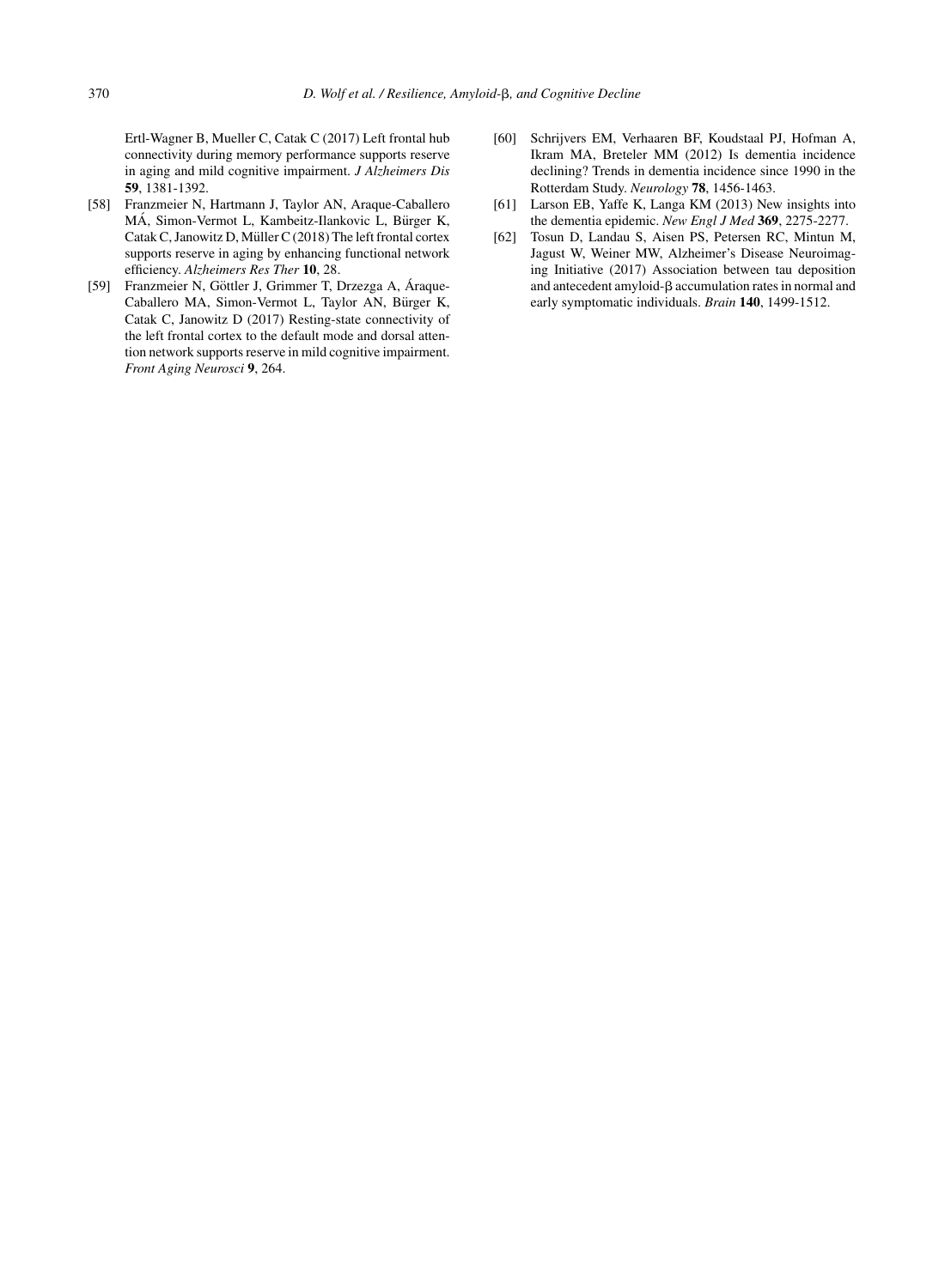Ertl-Wagner B, Mueller C, Catak C (2017) Left frontal hub connectivity during memory performance supports reserve in aging and mild cognitive impairment. *J Alzheimers Dis* **59**, 1381-1392.

[58] Franzmeier N, Hartmann J, Taylor AN, Araque-Caballero MÁ, Simon-Vermot L, Kambeitz-Ilankovic L, Bürger K, Catak C, Janowitz D, Müller C (2018) The left frontal cortex supports reserve in aging by enhancing functional network efficiency. *Alzheimers Res Ther* **10**, 28.

[59] Franzmeier N, Göttler J, Grimmer T, Drzezga A, Áraque-Caballero MA, Simon-Vermot L, Taylor AN, Bürger K, Catak C, Janowitz D (2017) Resting-state connectivity of the left frontal cortex to the default mode and dorsal attention network supports reserve in mild cognitive impairment. *Front Aging Neurosci* **9**, 264.

[60] Schrijvers EM, Verhaaren BF, Koudstaal PJ, Hofman A, Ikram MA, Breteler MM (2012) Is dementia incidence declining? Trends in dementia incidence since 1990 in the Rotterdam Study. *Neurology* **78**, 1456-1463.

[61] Larson EB, Yaffe K, Langa KM (2013) New insights into the dementia epidemic. *New Engl J Med* **369**, 2275-2277.

[62] Tosun D, Landau S, Aisen PS, Petersen RC, Mintun M, Jagust W, Weiner MW, Alzheimer's Disease Neuroimaging Initiative (2017) Association between tau deposition and antecedent amyloid-β accumulation rates in normal and early symptomatic individuals. *Brain* **140**, 1499-1512.